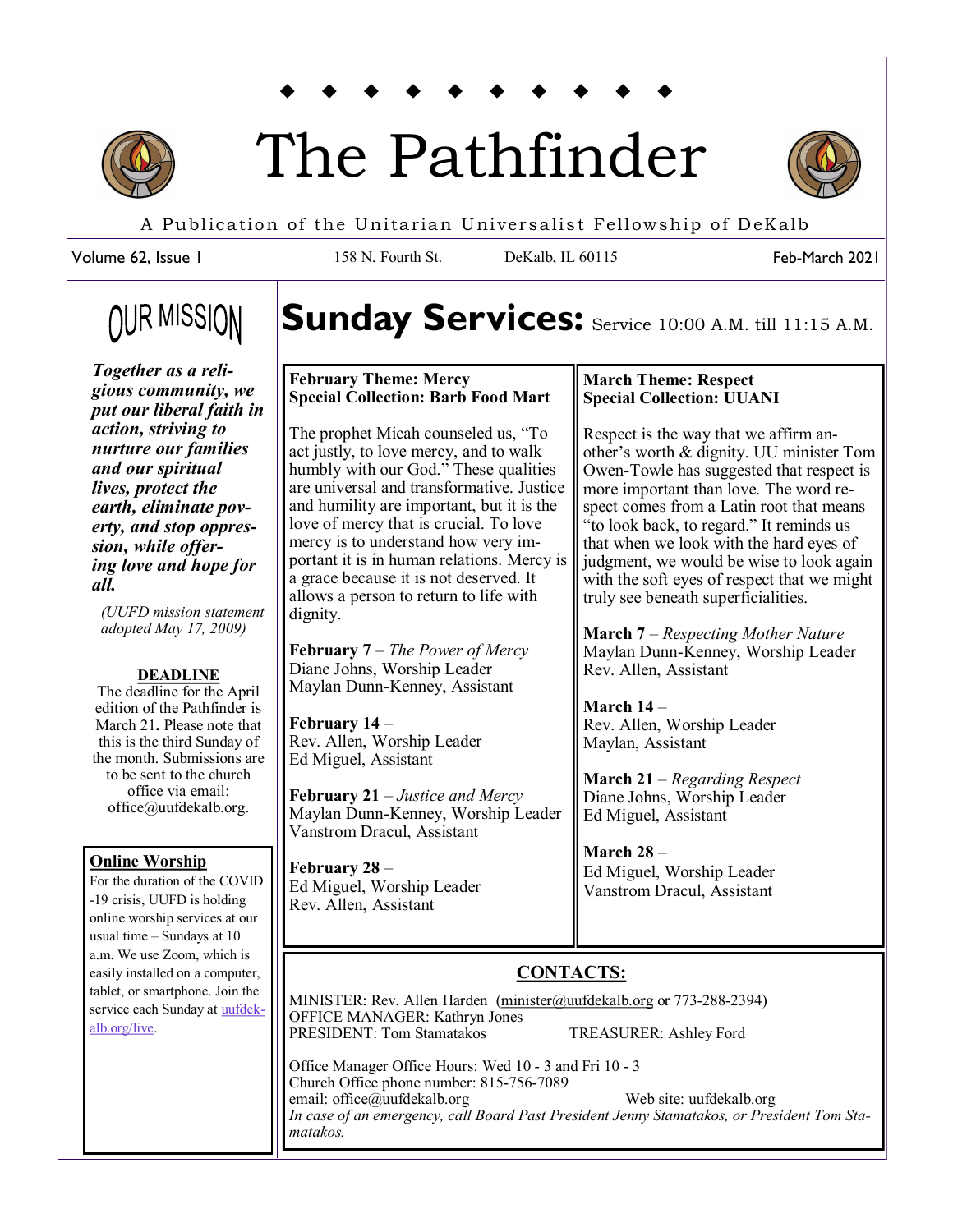# The Pathfinder

A Publication of the Unitarian Universalist Fellowship of DeKalb

Volume 62, Issue 1 | 158 N. Fourth St. | DeKalb, IL 60115 | Feb-March 2021

## OUR MISSION

***Together as a religious community, we put our liberal faith in action, striving to nurture our families and our spiritual lives, protect the earth, eliminate poverty, and stop oppression, while offering love and hope for all.***

*(UUFD mission statement adopted May 17, 2009)*

**DEADLINE**

The deadline for the April edition of the Pathfinder is March 21**.** Please note that this is the third Sunday of the month. Submissions are to be sent to the church office via email: office@uufdekalb.org.

**Online Worship**

For the duration of the COVID-19 crisis, UUFD is holding online worship services at our usual time – Sundays at 10 a.m. We use Zoom, which is easily installed on a computer, tablet, or smartphone. Join the service each Sunday at uufdekalb.org/live.

# Sunday Services: Service 10:00 A.M. till 11:15 A.M.

**February Theme: Mercy**
**Special Collection: Barb Food Mart**

The prophet Micah counseled us, "To act justly, to love mercy, and to walk humbly with our God." These qualities are universal and transformative. Justice and humility are important, but it is the love of mercy that is crucial. To love mercy is to understand how very important it is in human relations. Mercy is a grace because it is not deserved. It allows a person to return to life with dignity.

**February 7** – *The Power of Mercy*
Diane Johns, Worship Leader
Maylan Dunn-Kenney, Assistant

**February 14** –
Rev. Allen, Worship Leader
Ed Miguel, Assistant

**February 21** – *Justice and Mercy*
Maylan Dunn-Kenney, Worship Leader
Vanstrom Dracul, Assistant

**February 28** –
Ed Miguel, Worship Leader
Rev. Allen, Assistant

**March Theme: Respect**
**Special Collection: UUANI**

Respect is the way that we affirm another's worth & dignity. UU minister Tom Owen-Towle has suggested that respect is more important than love. The word respect comes from a Latin root that means "to look back, to regard." It reminds us that when we look with the hard eyes of judgment, we would be wise to look again with the soft eyes of respect that we might truly see beneath superficialities.

**March 7** – *Respecting Mother Nature*
Maylan Dunn-Kenney, Worship Leader
Rev. Allen, Assistant

**March 14** –
Rev. Allen, Worship Leader
Maylan, Assistant

**March 21** – *Regarding Respect*
Diane Johns, Worship Leader
Ed Miguel, Assistant

**March 28** –
Ed Miguel, Worship Leader
Vanstrom Dracul, Assistant

## CONTACTS:

MINISTER: Rev. Allen Harden (minister@uufdekalb.org or 773-288-2394)
OFFICE MANAGER: Kathryn Jones
PRESIDENT: Tom Stamatakos TREASURER: Ashley Ford

Office Manager Office Hours: Wed 10 - 3 and Fri 10 - 3
Church Office phone number: 815-756-7089
email: office@uufdekalb.org Web site: uufdekalb.org
*In case of an emergency, call Board Past President Jenny Stamatakos, or President Tom Stamatakos.*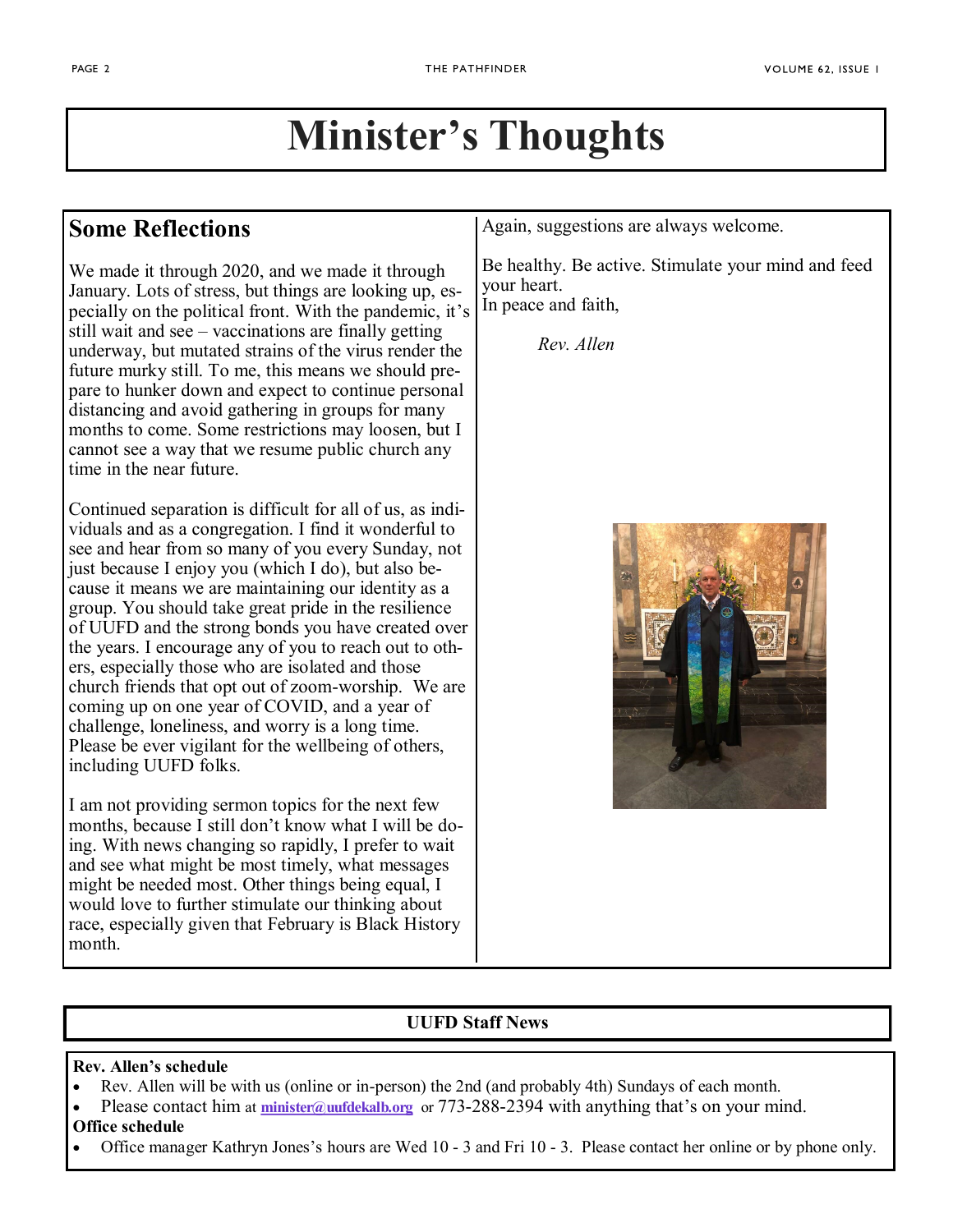# Minister's Thoughts

## Some Reflections

We made it through 2020, and we made it through January. Lots of stress, but things are looking up, especially on the political front. With the pandemic, it's still wait and see – vaccinations are finally getting underway, but mutated strains of the virus render the future murky still. To me, this means we should prepare to hunker down and expect to continue personal distancing and avoid gathering in groups for many months to come. Some restrictions may loosen, but I cannot see a way that we resume public church any time in the near future.

Continued separation is difficult for all of us, as individuals and as a congregation. I find it wonderful to see and hear from so many of you every Sunday, not just because I enjoy you (which I do), but also because it means we are maintaining our identity as a group. You should take great pride in the resilience of UUFD and the strong bonds you have created over the years. I encourage any of you to reach out to others, especially those who are isolated and those church friends that opt out of zoom-worship. We are coming up on one year of COVID, and a year of challenge, loneliness, and worry is a long time. Please be ever vigilant for the wellbeing of others, including UUFD folks.

I am not providing sermon topics for the next few months, because I still don't know what I will be doing. With news changing so rapidly, I prefer to wait and see what might be most timely, what messages might be needed most. Other things being equal, I would love to further stimulate our thinking about race, especially given that February is Black History month.

Again, suggestions are always welcome.

Be healthy. Be active. Stimulate your mind and feed your heart.
In peace and faith,

*Rev. Allen*

## UUFD Staff News

**Rev. Allen's schedule**

- Rev. Allen will be with us (online or in-person) the 2nd (and probably 4th) Sundays of each month.
- Please contact him at minister@uufdekalb.org or 773-288-2394 with anything that's on your mind.

**Office schedule**

- Office manager Kathryn Jones's hours are Wed 10 - 3 and Fri 10 - 3. Please contact her online or by phone only.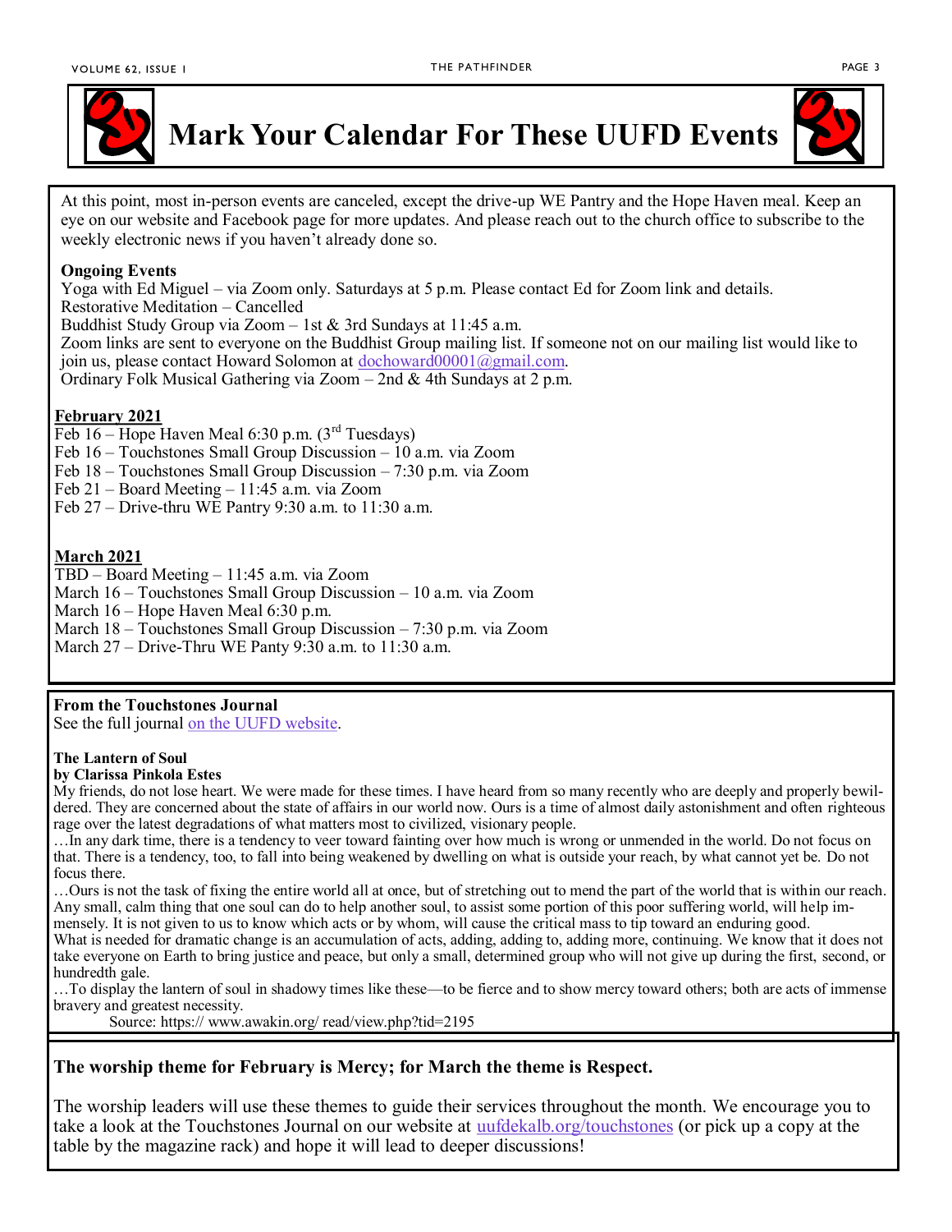# Mark Your Calendar For These UUFD Events

At this point, most in-person events are canceled, except the drive-up WE Pantry and the Hope Haven meal. Keep an eye on our website and Facebook page for more updates. And please reach out to the church office to subscribe to the weekly electronic news if you haven't already done so.

**Ongoing Events**

Yoga with Ed Miguel – via Zoom only. Saturdays at 5 p.m. Please contact Ed for Zoom link and details.
Restorative Meditation – Cancelled
Buddhist Study Group via Zoom – 1st & 3rd Sundays at 11:45 a.m.
Zoom links are sent to everyone on the Buddhist Group mailing list. If someone not on our mailing list would like to join us, please contact Howard Solomon at dochoward00001@gmail.com.
Ordinary Folk Musical Gathering via Zoom – 2nd & 4th Sundays at 2 p.m.

**February 2021**

Feb 16 – Hope Haven Meal 6:30 p.m. (3rd Tuesdays)
Feb 16 – Touchstones Small Group Discussion – 10 a.m. via Zoom
Feb 18 – Touchstones Small Group Discussion – 7:30 p.m. via Zoom
Feb 21 – Board Meeting – 11:45 a.m. via Zoom
Feb 27 – Drive-thru WE Pantry 9:30 a.m. to 11:30 a.m.

**March 2021**

TBD – Board Meeting – 11:45 a.m. via Zoom
March 16 – Touchstones Small Group Discussion – 10 a.m. via Zoom
March 16 – Hope Haven Meal 6:30 p.m.
March 18 – Touchstones Small Group Discussion – 7:30 p.m. via Zoom
March 27 – Drive-Thru WE Panty 9:30 a.m. to 11:30 a.m.

**From the Touchstones Journal**
See the full journal on the UUFD website.

**The Lantern of Soul**
**by Clarissa Pinkola Estes**

My friends, do not lose heart. We were made for these times. I have heard from so many recently who are deeply and properly bewildered. They are concerned about the state of affairs in our world now. Ours is a time of almost daily astonishment and often righteous rage over the latest degradations of what matters most to civilized, visionary people.

…In any dark time, there is a tendency to veer toward fainting over how much is wrong or unmended in the world. Do not focus on that. There is a tendency, too, to fall into being weakened by dwelling on what is outside your reach, by what cannot yet be. Do not focus there.

…Ours is not the task of fixing the entire world all at once, but of stretching out to mend the part of the world that is within our reach. Any small, calm thing that one soul can do to help another soul, to assist some portion of this poor suffering world, will help immensely. It is not given to us to know which acts or by whom, will cause the critical mass to tip toward an enduring good.

What is needed for dramatic change is an accumulation of acts, adding, adding to, adding more, continuing. We know that it does not take everyone on Earth to bring justice and peace, but only a small, determined group who will not give up during the first, second, or hundredth gale.

…To display the lantern of soul in shadowy times like these—to be fierce and to show mercy toward others; both are acts of immense bravery and greatest necessity.

Source: https:// www.awakin.org/ read/view.php?tid=2195

**The worship theme for February is Mercy; for March the theme is Respect.**

The worship leaders will use these themes to guide their services throughout the month. We encourage you to take a look at the Touchstones Journal on our website at uufdekalb.org/touchstones (or pick up a copy at the table by the magazine rack) and hope it will lead to deeper discussions!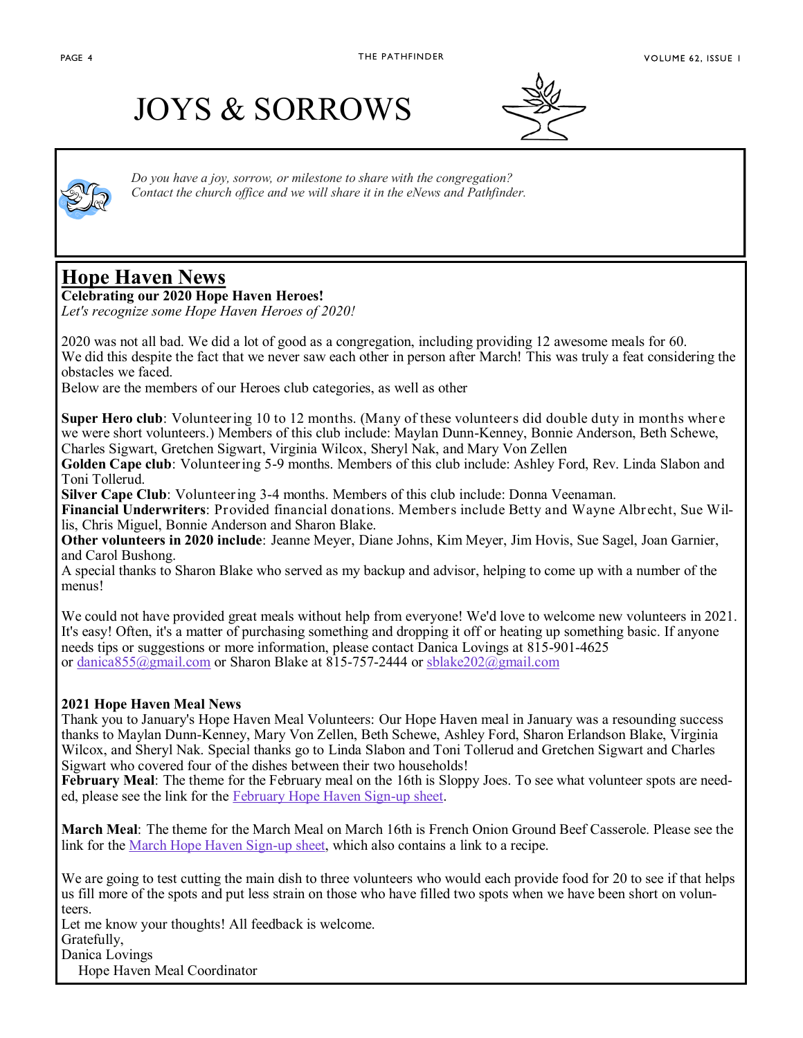# JOYS & SORROWS

*Do you have a joy, sorrow, or milestone to share with the congregation?*
*Contact the church office and we will share it in the eNews and Pathfinder.*

## Hope Haven News

**Celebrating our 2020 Hope Haven Heroes!**

*Let's recognize some Hope Haven Heroes of 2020!*

2020 was not all bad. We did a lot of good as a congregation, including providing 12 awesome meals for 60. We did this despite the fact that we never saw each other in person after March! This was truly a feat considering the obstacles we faced.

Below are the members of our Heroes club categories, as well as other

**Super Hero club**: Volunteering 10 to 12 months. (Many of these volunteers did double duty in months where we were short volunteers.) Members of this club include: Maylan Dunn-Kenney, Bonnie Anderson, Beth Schewe, Charles Sigwart, Gretchen Sigwart, Virginia Wilcox, Sheryl Nak, and Mary Von Zellen

**Golden Cape club**: Volunteering 5-9 months. Members of this club include: Ashley Ford, Rev. Linda Slabon and Toni Tollerud.

**Silver Cape Club**: Volunteering 3-4 months. Members of this club include: Donna Veenaman.

**Financial Underwriters**: Provided financial donations. Members include Betty and Wayne Albrecht, Sue Willis, Chris Miguel, Bonnie Anderson and Sharon Blake.

**Other volunteers in 2020 include**: Jeanne Meyer, Diane Johns, Kim Meyer, Jim Hovis, Sue Sagel, Joan Garnier, and Carol Bushong.

A special thanks to Sharon Blake who served as my backup and advisor, helping to come up with a number of the menus!

We could not have provided great meals without help from everyone! We'd love to welcome new volunteers in 2021. It's easy! Often, it's a matter of purchasing something and dropping it off or heating up something basic. If anyone needs tips or suggestions or more information, please contact Danica Lovings at 815-901-4625 or danica855@gmail.com or Sharon Blake at 815-757-2444 or sblake202@gmail.com

**2021 Hope Haven Meal News**

Thank you to January's Hope Haven Meal Volunteers: Our Hope Haven meal in January was a resounding success thanks to Maylan Dunn-Kenney, Mary Von Zellen, Beth Schewe, Ashley Ford, Sharon Erlandson Blake, Virginia Wilcox, and Sheryl Nak. Special thanks go to Linda Slabon and Toni Tollerud and Gretchen Sigwart and Charles Sigwart who covered four of the dishes between their two households!

**February Meal**: The theme for the February meal on the 16th is Sloppy Joes. To see what volunteer spots are needed, please see the link for the February Hope Haven Sign-up sheet.

**March Meal**: The theme for the March Meal on March 16th is French Onion Ground Beef Casserole. Please see the link for the March Hope Haven Sign-up sheet, which also contains a link to a recipe.

We are going to test cutting the main dish to three volunteers who would each provide food for 20 to see if that helps us fill more of the spots and put less strain on those who have filled two spots when we have been short on volunteers.

Let me know your thoughts! All feedback is welcome.

Gratefully,

Danica Lovings

Hope Haven Meal Coordinator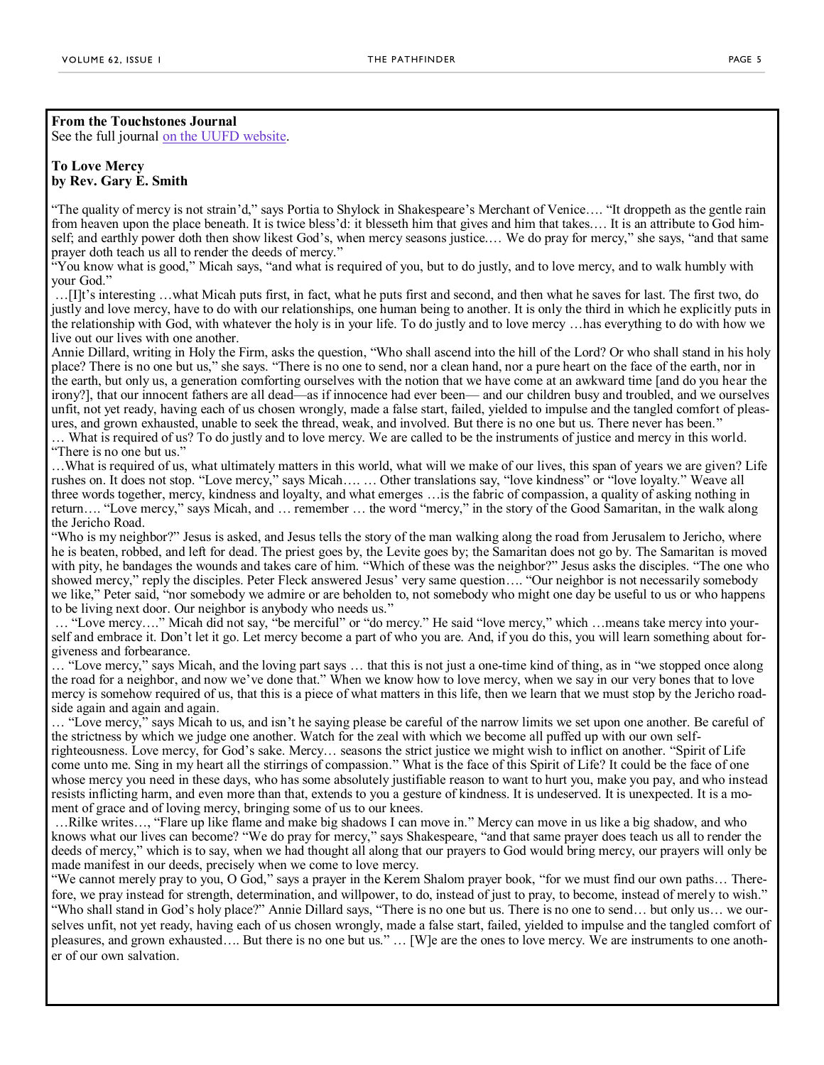**From the Touchstones Journal**
See the full journal on the UUFD website.

**To Love Mercy**
**by Rev. Gary E. Smith**

"The quality of mercy is not strain'd," says Portia to Shylock in Shakespeare's Merchant of Venice…. "It droppeth as the gentle rain from heaven upon the place beneath. It is twice bless'd: it blesseth him that gives and him that takes.… It is an attribute to God himself; and earthly power doth then show likest God's, when mercy seasons justice.… We do pray for mercy," she says, "and that same prayer doth teach us all to render the deeds of mercy."

"You know what is good," Micah says, "and what is required of you, but to do justly, and to love mercy, and to walk humbly with your God."

…[I]t's interesting …what Micah puts first, in fact, what he puts first and second, and then what he saves for last. The first two, do justly and love mercy, have to do with our relationships, one human being to another. It is only the third in which he explicitly puts in the relationship with God, with whatever the holy is in your life. To do justly and to love mercy …has everything to do with how we live out our lives with one another.

Annie Dillard, writing in Holy the Firm, asks the question, "Who shall ascend into the hill of the Lord? Or who shall stand in his holy place? There is no one but us," she says. "There is no one to send, nor a clean hand, nor a pure heart on the face of the earth, nor in the earth, but only us, a generation comforting ourselves with the notion that we have come at an awkward time [and do you hear the irony?], that our innocent fathers are all dead—as if innocence had ever been— and our children busy and troubled, and we ourselves unfit, not yet ready, having each of us chosen wrongly, made a false start, failed, yielded to impulse and the tangled comfort of pleasures, and grown exhausted, unable to seek the thread, weak, and involved. But there is no one but us. There never has been."

… What is required of us? To do justly and to love mercy. We are called to be the instruments of justice and mercy in this world. "There is no one but us."

…What is required of us, what ultimately matters in this world, what will we make of our lives, this span of years we are given? Life rushes on. It does not stop. "Love mercy," says Micah…. … Other translations say, "love kindness" or "love loyalty." Weave all three words together, mercy, kindness and loyalty, and what emerges …is the fabric of compassion, a quality of asking nothing in return…. "Love mercy," says Micah, and … remember … the word "mercy," in the story of the Good Samaritan, in the walk along the Jericho Road.

"Who is my neighbor?" Jesus is asked, and Jesus tells the story of the man walking along the road from Jerusalem to Jericho, where he is beaten, robbed, and left for dead. The priest goes by, the Levite goes by; the Samaritan does not go by. The Samaritan is moved with pity, he bandages the wounds and takes care of him. "Which of these was the neighbor?" Jesus asks the disciples. "The one who showed mercy," reply the disciples. Peter Fleck answered Jesus' very same question…. "Our neighbor is not necessarily somebody we liked," Peter said, "nor somebody we admire or are beholden to, not somebody who might one day be useful to us or who happens to be living next door. Our neighbor is anybody who needs us."

… "Love mercy…." Micah did not say, "be merciful" or "do mercy." He said "love mercy," which …means take mercy into yourself and embrace it. Don't let it go. Let mercy become a part of who you are. And, if you do this, you will learn something about forgiveness and forbearance.

… "Love mercy," says Micah, and the loving part says … that this is not just a one-time kind of thing, as in "we stopped once along the road for a neighbor, and now we've done that." When we know how to love mercy, when we say in our very bones that to love mercy is somehow required of us, that this is a piece of what matters in this life, then we learn that we must stop by the Jericho roadside again and again and again.

… "Love mercy," says Micah to us, and isn't he saying please be careful of the narrow limits we set upon one another. Be careful of the strictness by which we judge one another. Watch for the zeal with which we become all puffed up with our own self-righteousness. Love mercy, for God's sake. Mercy… seasons the strict justice we might wish to inflict on another. "Spirit of Life come unto me. Sing in my heart all the stirrings of compassion." What is the face of this Spirit of Life? It could be the face of one whose mercy you need in these days, who has some absolutely justifiable reason to want to hurt you, make you pay, and who instead resists inflicting harm, and even more than that, extends to you a gesture of kindness. It is undeserved. It is unexpected. It is a moment of grace and of loving mercy, bringing some of us to our knees.

…Rilke writes…, "Flare up like flame and make big shadows I can move in." Mercy can move in us like a big shadow, and who knows what our lives can become? "We do pray for mercy," says Shakespeare, "and that same prayer does teach us all to render the deeds of mercy," which is to say, when we had thought all along that our prayers to God would bring mercy, our prayers will only be made manifest in our deeds, precisely when we come to love mercy.

"We cannot merely pray to you, O God," says a prayer in the Kerem Shalom prayer book, "for we must find our own paths… Therefore, we pray instead for strength, determination, and willpower, to do, instead of just to pray, to become, instead of merely to wish."

"Who shall stand in God's holy place?" Annie Dillard says, "There is no one but us. There is no one to send… but only us… we ourselves unfit, not yet ready, having each of us chosen wrongly, made a false start, failed, yielded to impulse and the tangled comfort of pleasures, and grown exhausted…. But there is no one but us." … [W]e are the ones to love mercy. We are instruments to one another of our own salvation.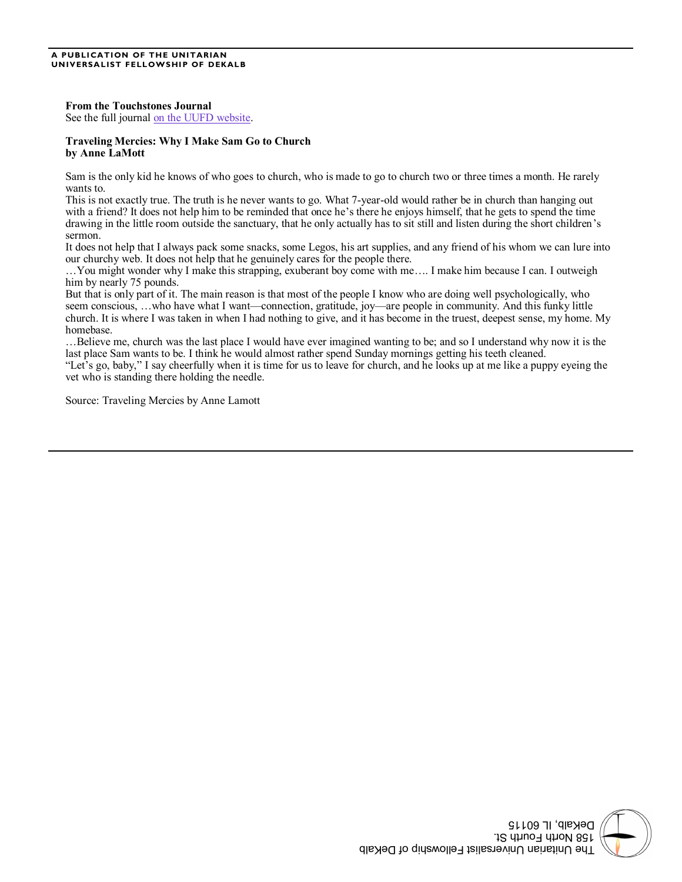**From the Touchstones Journal**
See the full journal on the UUFD website.

**Traveling Mercies: Why I Make Sam Go to Church**
**by Anne LaMott**

Sam is the only kid he knows of who goes to church, who is made to go to church two or three times a month. He rarely wants to.

This is not exactly true. The truth is he never wants to go. What 7-year-old would rather be in church than hanging out with a friend? It does not help him to be reminded that once he's there he enjoys himself, that he gets to spend the time drawing in the little room outside the sanctuary, that he only actually has to sit still and listen during the short children's sermon.

It does not help that I always pack some snacks, some Legos, his art supplies, and any friend of his whom we can lure into our churchy web. It does not help that he genuinely cares for the people there.

…You might wonder why I make this strapping, exuberant boy come with me…. I make him because I can. I outweigh him by nearly 75 pounds.

But that is only part of it. The main reason is that most of the people I know who are doing well psychologically, who seem conscious, …who have what I want—connection, gratitude, joy—are people in community. And this funky little church. It is where I was taken in when I had nothing to give, and it has become in the truest, deepest sense, my home. My homebase.

…Believe me, church was the last place I would have ever imagined wanting to be; and so I understand why now it is the last place Sam wants to be. I think he would almost rather spend Sunday mornings getting his teeth cleaned.

"Let's go, baby," I say cheerfully when it is time for us to leave for church, and he looks up at me like a puppy eyeing the vet who is standing there holding the needle.

Source: Traveling Mercies by Anne Lamott

The Unitarian Universalist Fellowship of DeKalb
158 North Fourth St.
DeKalb, IL 60115